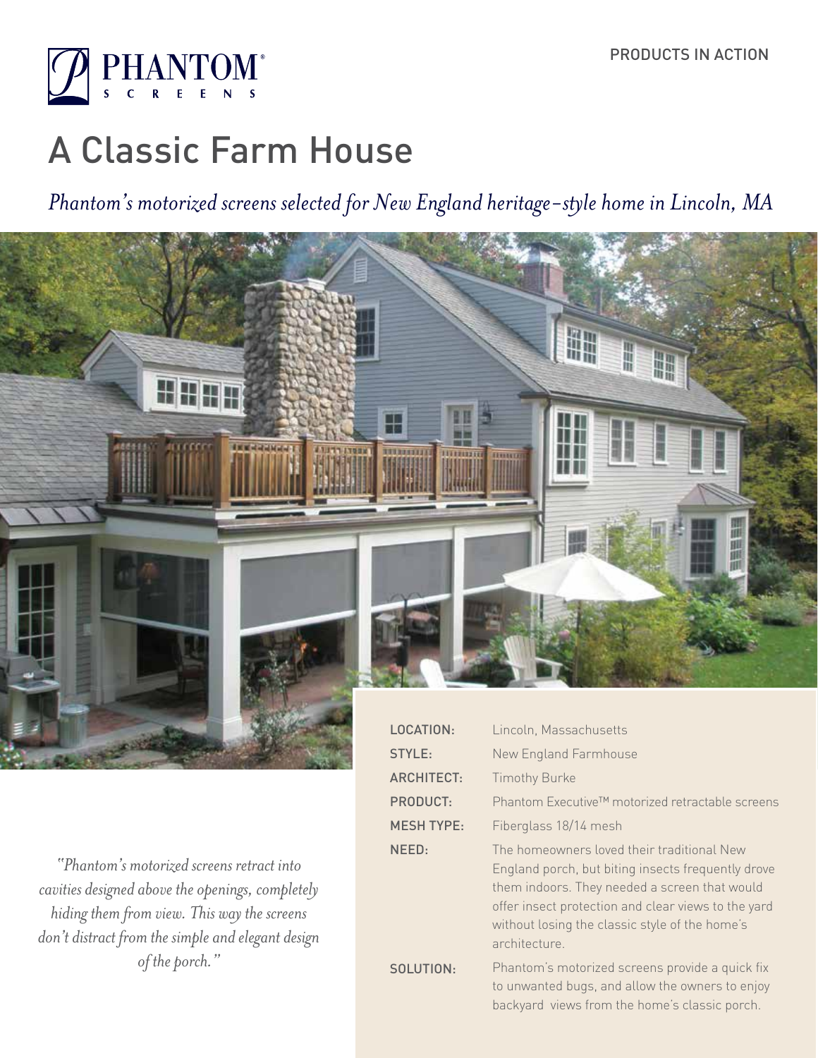PRODUCTS IN ACTION

# A Classic Farm House

*Phantom's motorized screens selected for New England heritage-style home in Lincoln, MA*

| | |
|---|---|
| LOCATION: | Lincoln, Massachusetts |
| STYLE: | New England Farmhouse |
| ARCHITECT: | Timothy Burke |
| PRODUCT: | Phantom Executive™ motorized retractable screens |
| MESH TYPE: | Fiberglass 18/14 mesh |
| NEED: | The homeowners loved their traditional New England porch, but biting insects frequently drove them indoors. They needed a screen that would offer insect protection and clear views to the yard without losing the classic style of the home's architecture. |
| SOLUTION: | Phantom's motorized screens provide a quick fix to unwanted bugs, and allow the owners to enjoy backyard views from the home's classic porch. |

*"Phantom's motorized screens retract into cavities designed above the openings, completely hiding them from view. This way the screens don't distract from the simple and elegant design of the porch."*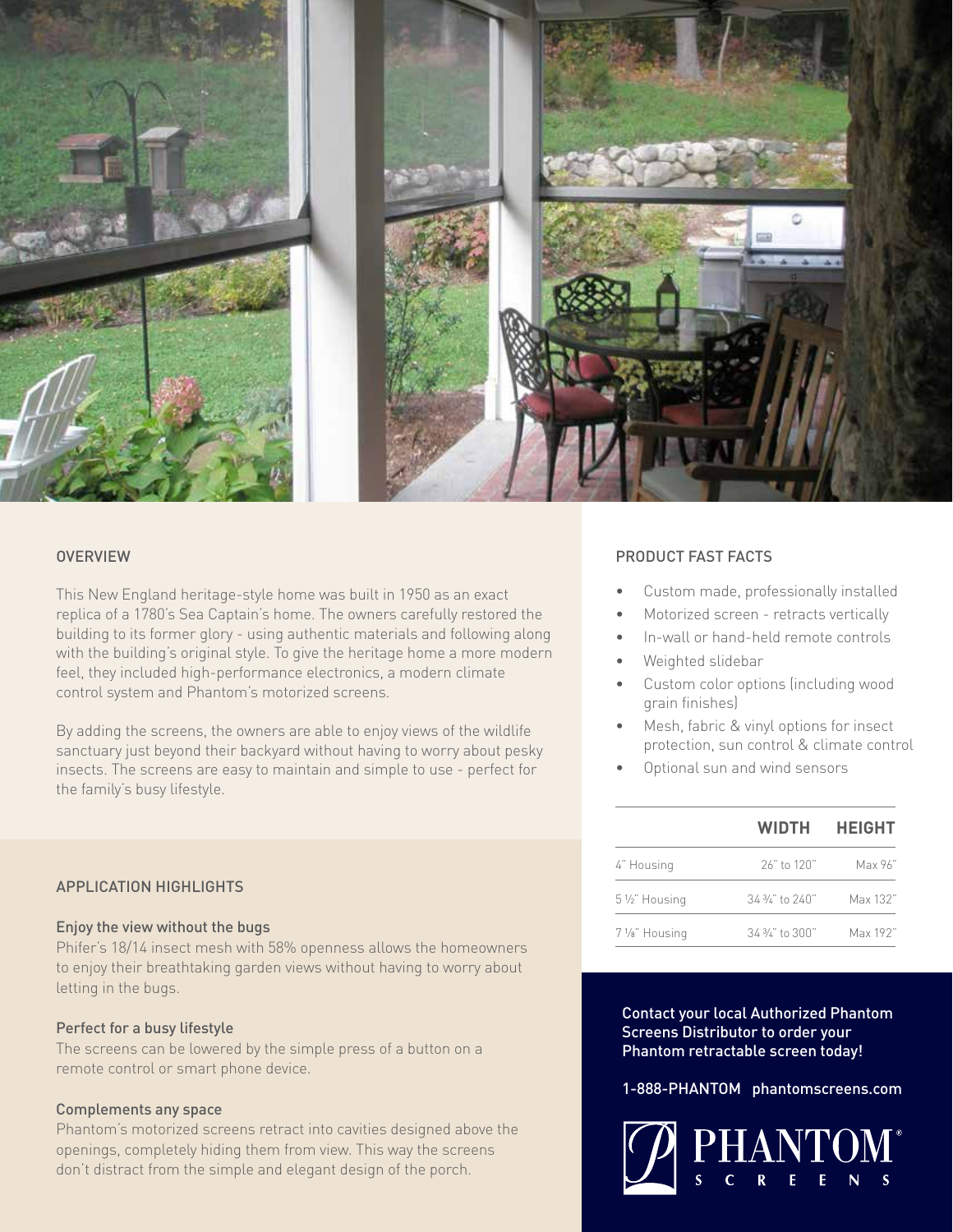## OVERVIEW

This New England heritage-style home was built in 1950 as an exact replica of a 1780's Sea Captain's home. The owners carefully restored the building to its former glory - using authentic materials and following along with the building's original style. To give the heritage home a more modern feel, they included high-performance electronics, a modern climate control system and Phantom's motorized screens.

By adding the screens, the owners are able to enjoy views of the wildlife sanctuary just beyond their backyard without having to worry about pesky insects. The screens are easy to maintain and simple to use - perfect for the family's busy lifestyle.

## APPLICATION HIGHLIGHTS

### Enjoy the view without the bugs

Phifer's 18/14 insect mesh with 58% openness allows the homeowners to enjoy their breathtaking garden views without having to worry about letting in the bugs.

### Perfect for a busy lifestyle

The screens can be lowered by the simple press of a button on a remote control or smart phone device.

### Complements any space

Phantom's motorized screens retract into cavities designed above the openings, completely hiding them from view. This way the screens don't distract from the simple and elegant design of the porch.

## PRODUCT FAST FACTS

- Custom made, professionally installed
- Motorized screen - retracts vertically
- In-wall or hand-held remote controls
- Weighted slidebar
- Custom color options (including wood grain finishes)
- Mesh, fabric & vinyl options for insect protection, sun control & climate control
- Optional sun and wind sensors

| | WIDTH | HEIGHT |
|---|---|---|
| 4" Housing | 26" to 120" | Max 96" |
| 5 ½" Housing | 34 ¾" to 240" | Max 132" |
| 7 ⅛" Housing | 34 ¾" to 300" | Max 192" |

Contact your local Authorized Phantom Screens Distributor to order your Phantom retractable screen today!

1-888-PHANTOM phantomscreens.com

PHANTOM® SCREENS